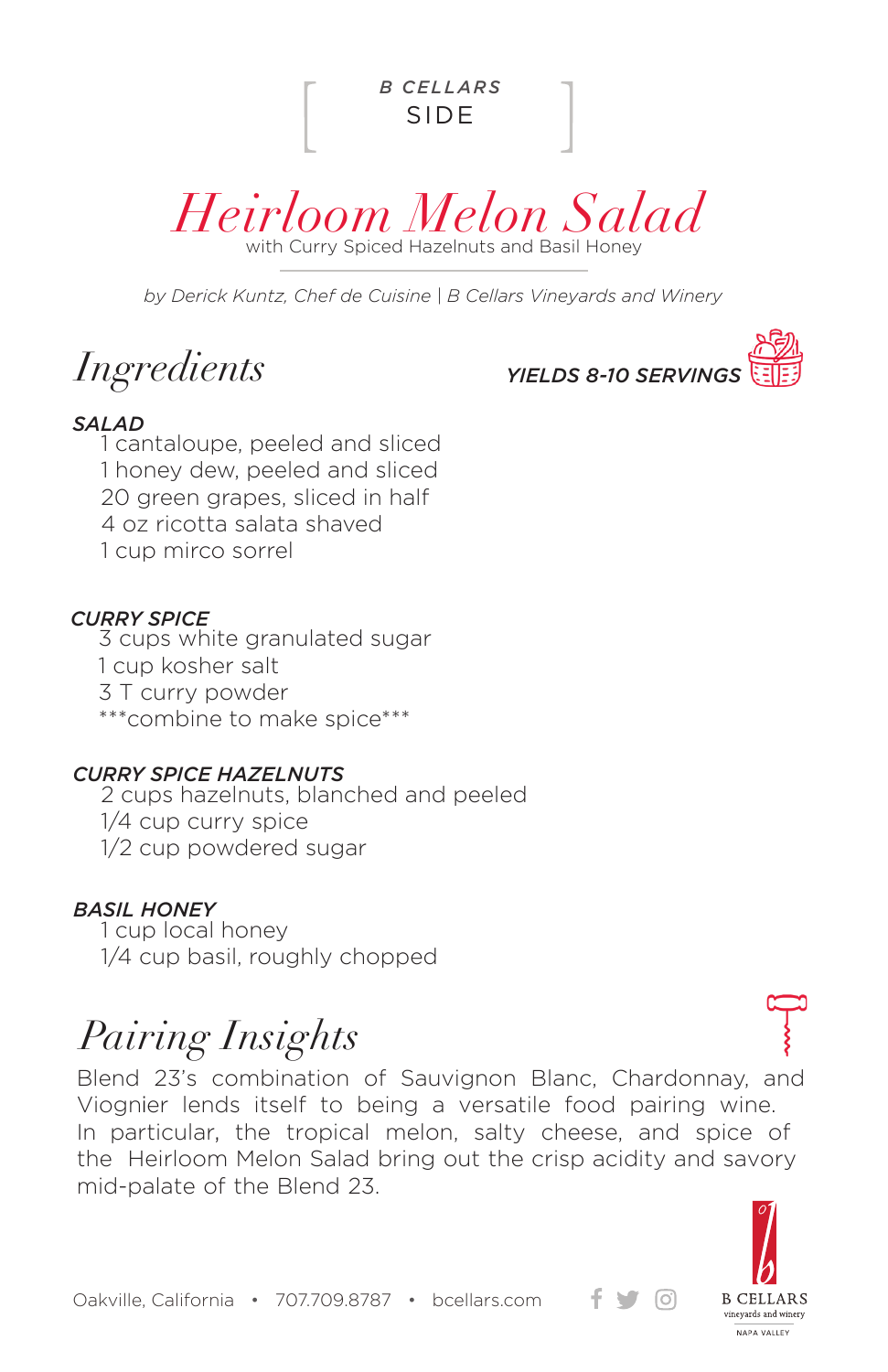B CELLARS

SIDE

# Heirloom Melon Salad

with Curry Spiced Hazelnuts and Basil Honey

*by Derick Kuntz, Chef de Cuisine | B Cellars Vineyards and Winery*

## Ingredients

**YIELDS 8-10 SERVINGS**

***SALAD***

- 1 cantaloupe, peeled and sliced
- 1 honey dew, peeled and sliced
- 20 green grapes, sliced in half
- 4 oz ricotta salata shaved
- 1 cup mirco sorrel

***CURRY SPICE***

- 3 cups white granulated sugar
- 1 cup kosher salt
- 3 T curry powder
- ***combine to make spice***

***CURRY SPICE HAZELNUTS***

- 2 cups hazelnuts, blanched and peeled
- 1/4 cup curry spice
- 1/2 cup powdered sugar

***BASIL HONEY***

- 1 cup local honey
- 1/4 cup basil, roughly chopped

## Pairing Insights

Blend 23's combination of Sauvignon Blanc, Chardonnay, and Viognier lends itself to being a versatile food pairing wine. In particular, the tropical melon, salty cheese, and spice of the Heirloom Melon Salad bring out the crisp acidity and savory mid-palate of the Blend 23.

Oakville, California • 707.709.8787 • bcellars.com

B CELLARS vineyards and winery NAPA VALLEY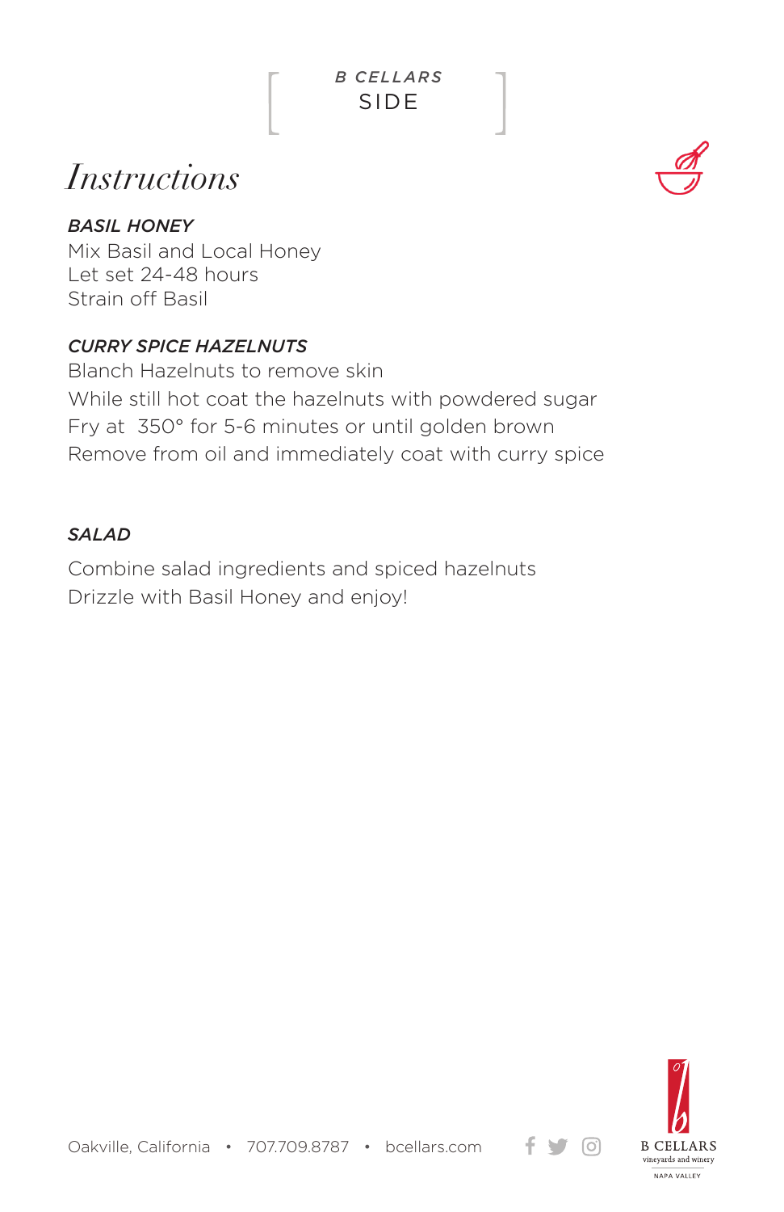B CELLARS

SIDE

# *Instructions*

***BASIL HONEY***

Mix Basil and Local Honey
Let set 24-48 hours
Strain off Basil

***CURRY SPICE HAZELNUTS***

Blanch Hazelnuts to remove skin
While still hot coat the hazelnuts with powdered sugar
Fry at 350° for 5-6 minutes or until golden brown
Remove from oil and immediately coat with curry spice

***SALAD***

Combine salad ingredients and spiced hazelnuts
Drizzle with Basil Honey and enjoy!

Oakville, California • 707.709.8787 • bcellars.com

B CELLARS
vineyards and winery
NAPA VALLEY